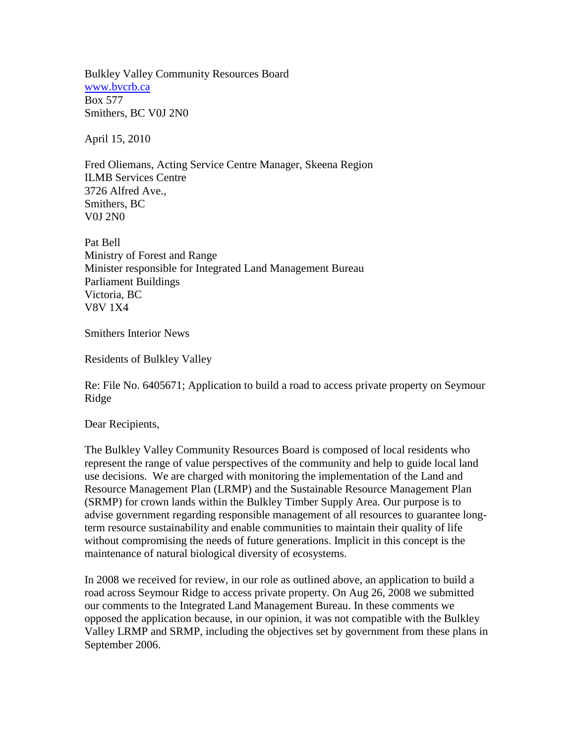Bulkley Valley Community Resources Board
www.bvcrb.ca
Box 577
Smithers, BC V0J 2N0

April 15, 2010

Fred Oliemans, Acting Service Centre Manager, Skeena Region
ILMB Services Centre
3726 Alfred Ave.,
Smithers, BC
V0J 2N0

Pat Bell
Ministry of Forest and Range
Minister responsible for Integrated Land Management Bureau
Parliament Buildings
Victoria, BC
V8V 1X4

Smithers Interior News

Residents of Bulkley Valley

Re: File No. 6405671; Application to build a road to access private property on Seymour Ridge

Dear Recipients,

The Bulkley Valley Community Resources Board is composed of local residents who represent the range of value perspectives of the community and help to guide local land use decisions. We are charged with monitoring the implementation of the Land and Resource Management Plan (LRMP) and the Sustainable Resource Management Plan (SRMP) for crown lands within the Bulkley Timber Supply Area. Our purpose is to advise government regarding responsible management of all resources to guarantee long-term resource sustainability and enable communities to maintain their quality of life without compromising the needs of future generations. Implicit in this concept is the maintenance of natural biological diversity of ecosystems.

In 2008 we received for review, in our role as outlined above, an application to build a road across Seymour Ridge to access private property. On Aug 26, 2008 we submitted our comments to the Integrated Land Management Bureau. In these comments we opposed the application because, in our opinion, it was not compatible with the Bulkley Valley LRMP and SRMP, including the objectives set by government from these plans in September 2006.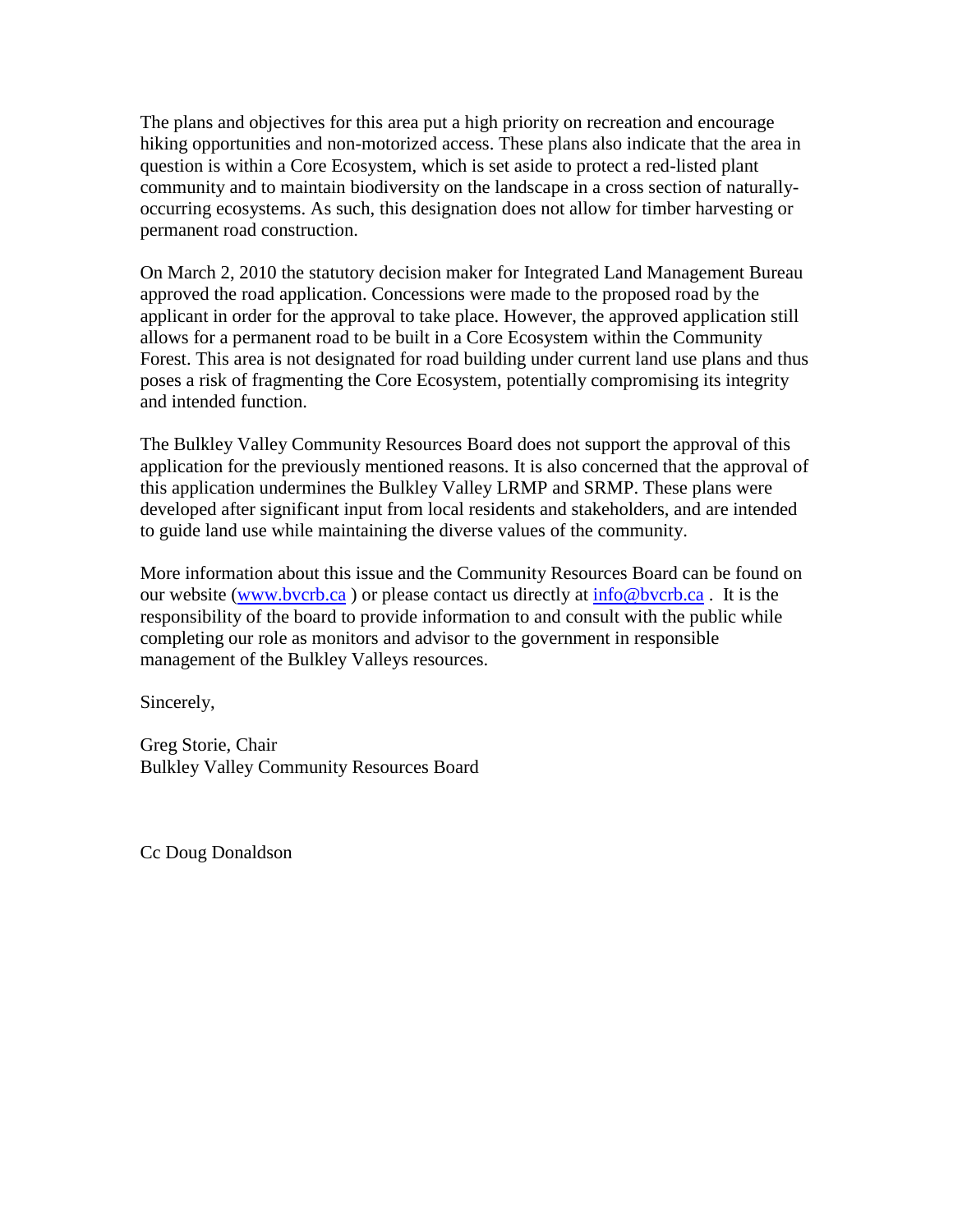The plans and objectives for this area put a high priority on recreation and encourage hiking opportunities and non-motorized access. These plans also indicate that the area in question is within a Core Ecosystem, which is set aside to protect a red-listed plant community and to maintain biodiversity on the landscape in a cross section of naturally-occurring ecosystems. As such, this designation does not allow for timber harvesting or permanent road construction.

On March 2, 2010 the statutory decision maker for Integrated Land Management Bureau approved the road application. Concessions were made to the proposed road by the applicant in order for the approval to take place. However, the approved application still allows for a permanent road to be built in a Core Ecosystem within the Community Forest. This area is not designated for road building under current land use plans and thus poses a risk of fragmenting the Core Ecosystem, potentially compromising its integrity and intended function.

The Bulkley Valley Community Resources Board does not support the approval of this application for the previously mentioned reasons. It is also concerned that the approval of this application undermines the Bulkley Valley LRMP and SRMP. These plans were developed after significant input from local residents and stakeholders, and are intended to guide land use while maintaining the diverse values of the community.

More information about this issue and the Community Resources Board can be found on our website ([www.bvcrb.ca](http://www.bvcrb.ca) ) or please contact us directly at [info@bvcrb.ca](mailto:info@bvcrb.ca) . It is the responsibility of the board to provide information to and consult with the public while completing our role as monitors and advisor to the government in responsible management of the Bulkley Valleys resources.

Sincerely,

Greg Storie, Chair
Bulkley Valley Community Resources Board

Cc Doug Donaldson